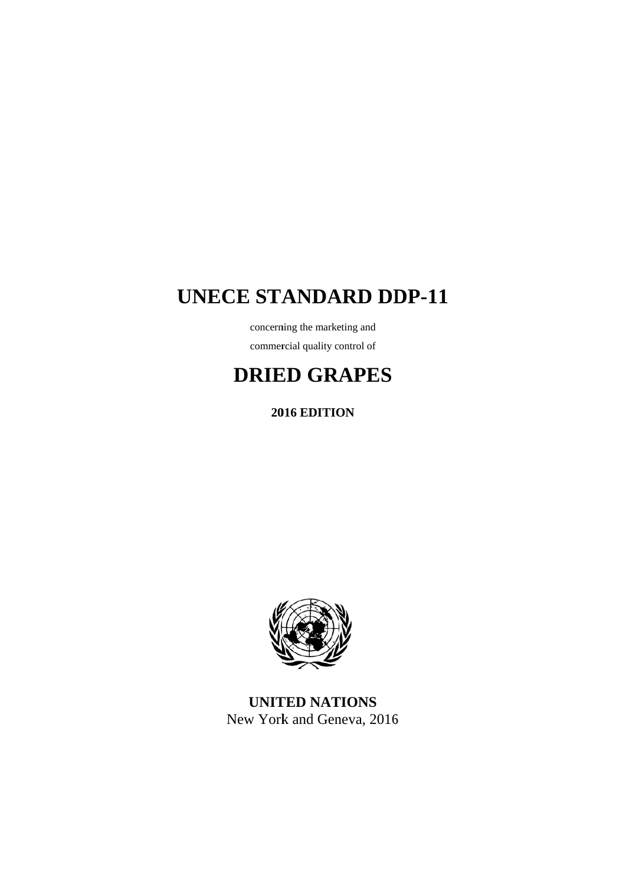# UNECE STANDARD DDP-11

concerning the marketing and

commercial quality control of

# DRIED GRAPES

**2016 EDITION**

**UNITED NATIONS**

New York and Geneva, 2016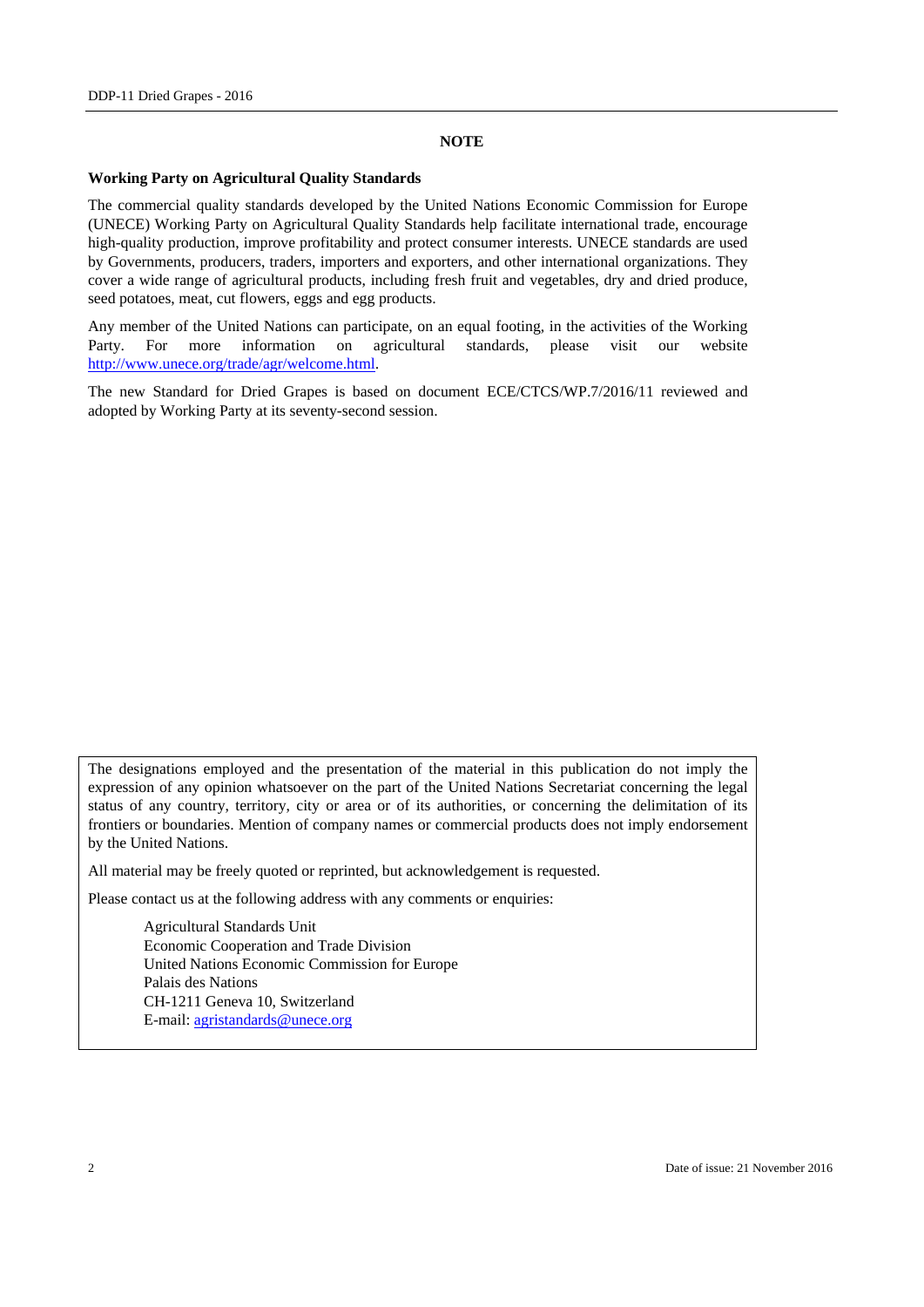## NOTE

**Working Party on Agricultural Quality Standards**

The commercial quality standards developed by the United Nations Economic Commission for Europe (UNECE) Working Party on Agricultural Quality Standards help facilitate international trade, encourage high-quality production, improve profitability and protect consumer interests. UNECE standards are used by Governments, producers, traders, importers and exporters, and other international organizations. They cover a wide range of agricultural products, including fresh fruit and vegetables, dry and dried produce, seed potatoes, meat, cut flowers, eggs and egg products.

Any member of the United Nations can participate, on an equal footing, in the activities of the Working Party. For more information on agricultural standards, please visit our website http://www.unece.org/trade/agr/welcome.html.

The new Standard for Dried Grapes is based on document ECE/CTCS/WP.7/2016/11 reviewed and adopted by Working Party at its seventy-second session.

The designations employed and the presentation of the material in this publication do not imply the expression of any opinion whatsoever on the part of the United Nations Secretariat concerning the legal status of any country, territory, city or area or of its authorities, or concerning the delimitation of its frontiers or boundaries. Mention of company names or commercial products does not imply endorsement by the United Nations.

All material may be freely quoted or reprinted, but acknowledgement is requested.

Please contact us at the following address with any comments or enquiries:

Agricultural Standards Unit
Economic Cooperation and Trade Division
United Nations Economic Commission for Europe
Palais des Nations
CH-1211 Geneva 10, Switzerland
E-mail: agristandards@unece.org

Date of issue: 21 November 2016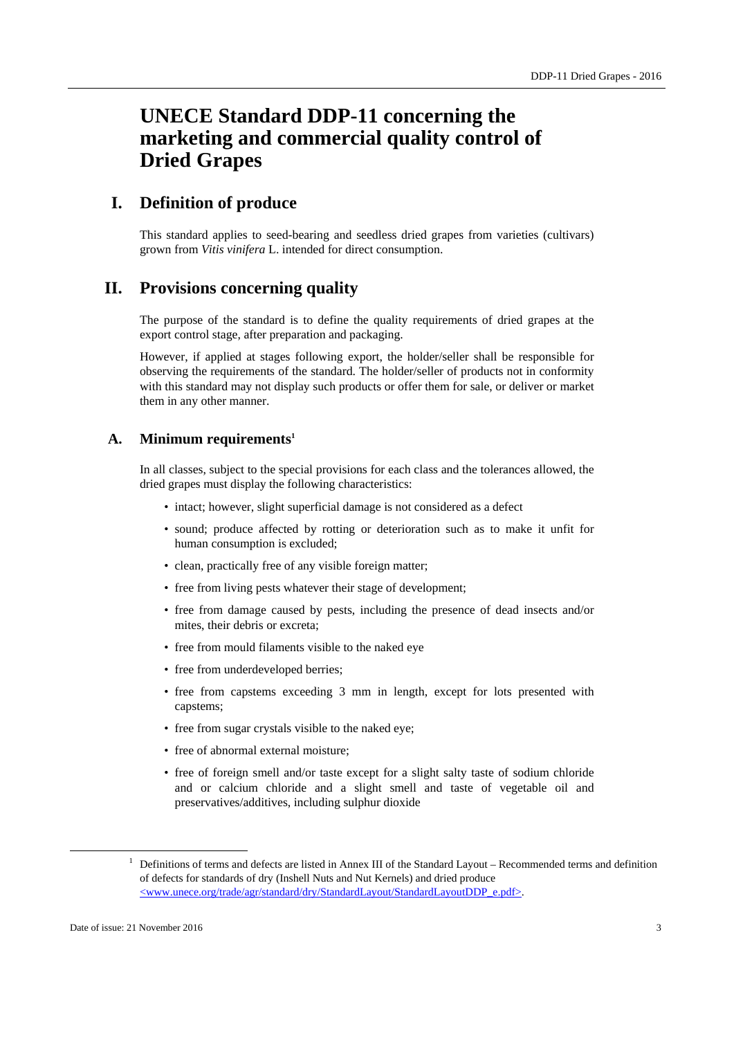# UNECE Standard DDP-11 concerning the marketing and commercial quality control of Dried Grapes

## I. Definition of produce

This standard applies to seed-bearing and seedless dried grapes from varieties (cultivars) grown from *Vitis vinifera* L. intended for direct consumption.

## II. Provisions concerning quality

The purpose of the standard is to define the quality requirements of dried grapes at the export control stage, after preparation and packaging.

However, if applied at stages following export, the holder/seller shall be responsible for observing the requirements of the standard. The holder/seller of products not in conformity with this standard may not display such products or offer them for sale, or deliver or market them in any other manner.

### A. Minimum requirements[1]

In all classes, subject to the special provisions for each class and the tolerances allowed, the dried grapes must display the following characteristics:

- intact; however, slight superficial damage is not considered as a defect
- sound; produce affected by rotting or deterioration such as to make it unfit for human consumption is excluded;
- clean, practically free of any visible foreign matter;
- free from living pests whatever their stage of development;
- free from damage caused by pests, including the presence of dead insects and/or mites, their debris or excreta;
- free from mould filaments visible to the naked eye
- free from underdeveloped berries;
- free from capstems exceeding 3 mm in length, except for lots presented with capstems;
- free from sugar crystals visible to the naked eye;
- free of abnormal external moisture;
- free of foreign smell and/or taste except for a slight salty taste of sodium chloride and or calcium chloride and a slight smell and taste of vegetable oil and preservatives/additives, including sulphur dioxide

[1] Definitions of terms and defects are listed in Annex III of the Standard Layout – Recommended terms and definition of defects for standards of dry (Inshell Nuts and Nut Kernels) and dried produce <www.unece.org/trade/agr/standard/dry/StandardLayout/StandardLayoutDDP_e.pdf>.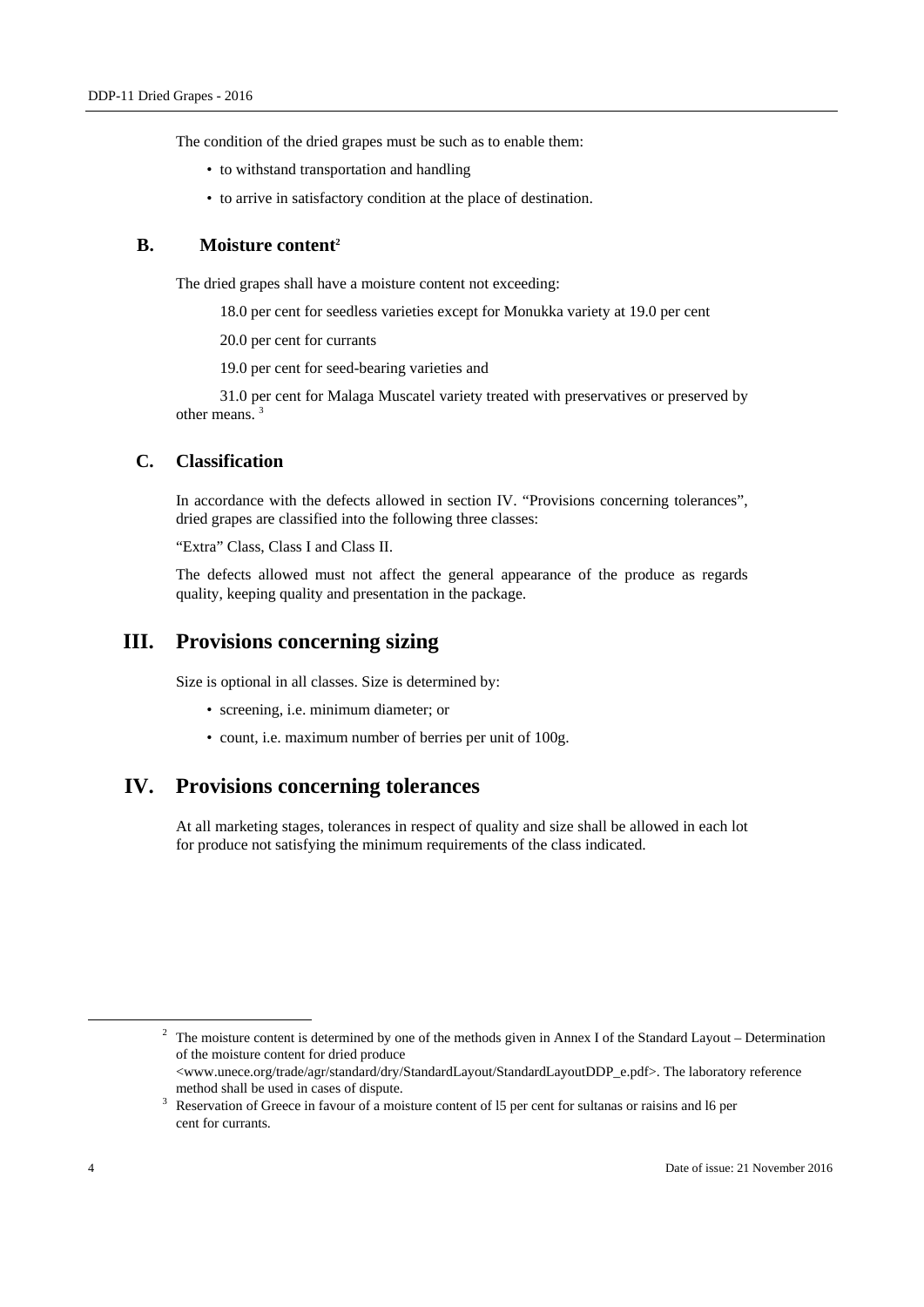The condition of the dried grapes must be such as to enable them:

- to withstand transportation and handling
- to arrive in satisfactory condition at the place of destination.

### B. Moisture content[2]

The dried grapes shall have a moisture content not exceeding:

18.0 per cent for seedless varieties except for Monukka variety at 19.0 per cent

20.0 per cent for currants

19.0 per cent for seed-bearing varieties and

31.0 per cent for Malaga Muscatel variety treated with preservatives or preserved by other means. [3]

### C. Classification

In accordance with the defects allowed in section IV. "Provisions concerning tolerances", dried grapes are classified into the following three classes:

"Extra" Class, Class I and Class II.

The defects allowed must not affect the general appearance of the produce as regards quality, keeping quality and presentation in the package.

## III. Provisions concerning sizing

Size is optional in all classes. Size is determined by:

- screening, i.e. minimum diameter; or
- count, i.e. maximum number of berries per unit of 100g.

## IV. Provisions concerning tolerances

At all marketing stages, tolerances in respect of quality and size shall be allowed in each lot for produce not satisfying the minimum requirements of the class indicated.

---

[2] The moisture content is determined by one of the methods given in Annex I of the Standard Layout – Determination of the moisture content for dried produce <www.unece.org/trade/agr/standard/dry/StandardLayout/StandardLayoutDDP_e.pdf>. The laboratory reference method shall be used in cases of dispute.

[3] Reservation of Greece in favour of a moisture content of l5 per cent for sultanas or raisins and l6 per cent for currants.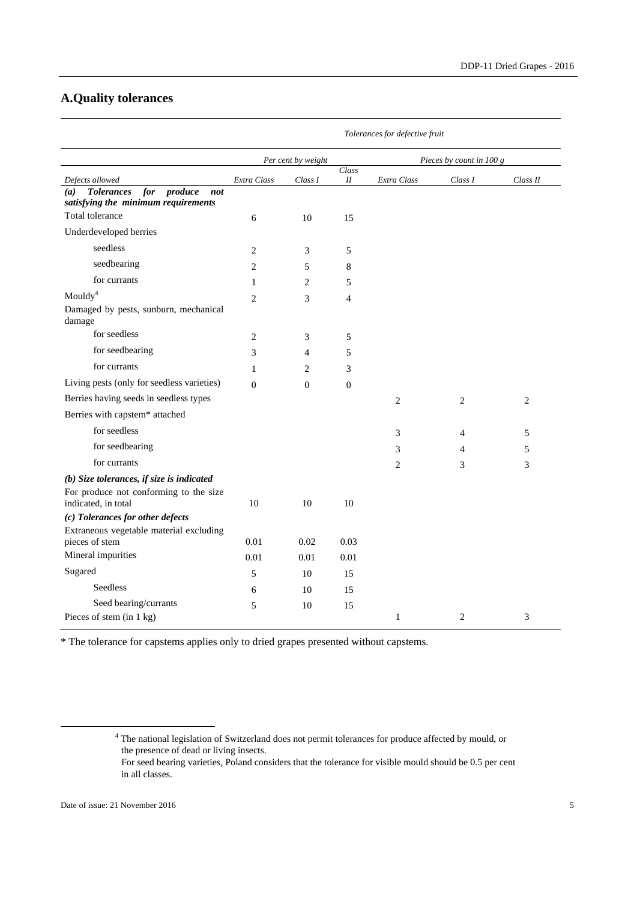## A.Quality tolerances

| | Tolerances for defective fruit | | | | | |
|---|---|---|---|---|---|---|
| | Per cent by weight | | | Pieces by count in 100 g | | |
| Defects allowed | Extra Class | Class I | Class II | Extra Class | Class I | Class II |
| ***(a) Tolerances for produce not satisfying the minimum requirements*** | | | | | | |
| Total tolerance | 6 | 10 | 15 | | | |
| Underdeveloped berries | | | | | | |
| seedless | 2 | 3 | 5 | | | |
| seedbearing | 2 | 5 | 8 | | | |
| for currants | 1 | 2 | 5 | | | |
| Mouldy[4] | 2 | 3 | 4 | | | |
| Damaged by pests, sunburn, mechanical damage | | | | | | |
| for seedless | 2 | 3 | 5 | | | |
| for seedbearing | 3 | 4 | 5 | | | |
| for currants | 1 | 2 | 3 | | | |
| Living pests (only for seedless varieties) | 0 | 0 | 0 | | | |
| Berries having seeds in seedless types | | | | 2 | 2 | 2 |
| Berries with capstem* attached | | | | | | |
| for seedless | | | | 3 | 4 | 5 |
| for seedbearing | | | | 3 | 4 | 5 |
| for currants | | | | 2 | 3 | 3 |
| ***(b) Size tolerances, if size is indicated*** | | | | | | |
| For produce not conforming to the size indicated, in total | 10 | 10 | 10 | | | |
| ***(c) Tolerances for other defects*** | | | | | | |
| Extraneous vegetable material excluding pieces of stem | 0.01 | 0.02 | 0.03 | | | |
| Mineral impurities | 0.01 | 0.01 | 0.01 | | | |
| Sugared | 5 | 10 | 15 | | | |
| Seedless | 6 | 10 | 15 | | | |
| Seed bearing/currants | 5 | 10 | 15 | | | |
| Pieces of stem (in 1 kg) | | | | 1 | 2 | 3 |

\* The tolerance for capstems applies only to dried grapes presented without capstems.

[4] The national legislation of Switzerland does not permit tolerances for produce affected by mould, or the presence of dead or living insects.
For seed bearing varieties, Poland considers that the tolerance for visible mould should be 0.5 per cent in all classes.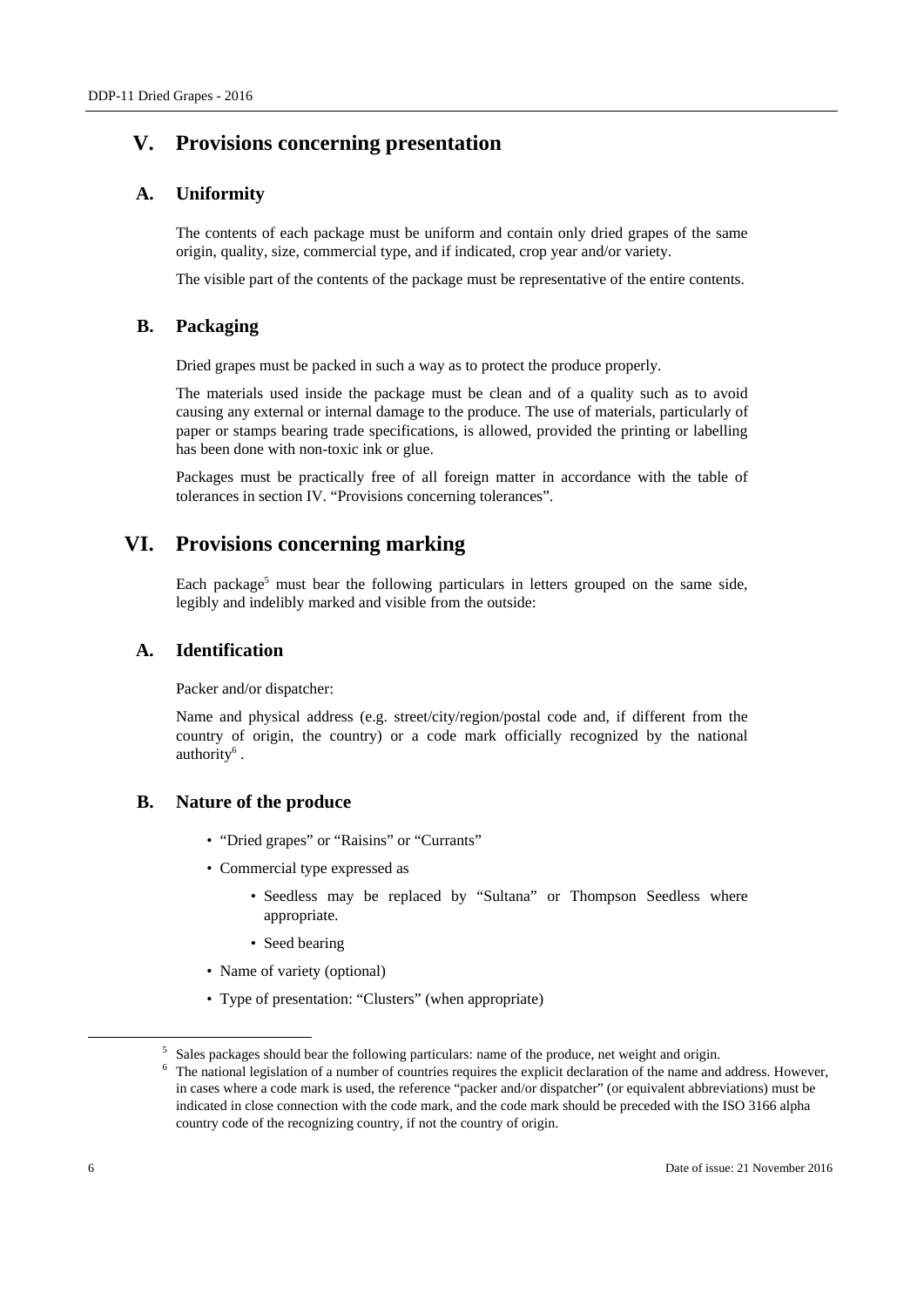# V. Provisions concerning presentation

## A. Uniformity

The contents of each package must be uniform and contain only dried grapes of the same origin, quality, size, commercial type, and if indicated, crop year and/or variety.

The visible part of the contents of the package must be representative of the entire contents.

## B. Packaging

Dried grapes must be packed in such a way as to protect the produce properly.

The materials used inside the package must be clean and of a quality such as to avoid causing any external or internal damage to the produce. The use of materials, particularly of paper or stamps bearing trade specifications, is allowed, provided the printing or labelling has been done with non-toxic ink or glue.

Packages must be practically free of all foreign matter in accordance with the table of tolerances in section IV. "Provisions concerning tolerances".

# VI. Provisions concerning marking

Each package[5] must bear the following particulars in letters grouped on the same side, legibly and indelibly marked and visible from the outside:

## A. Identification

Packer and/or dispatcher:

Name and physical address (e.g. street/city/region/postal code and, if different from the country of origin, the country) or a code mark officially recognized by the national authority[6] .

## B. Nature of the produce

- "Dried grapes" or "Raisins" or "Currants"
- Commercial type expressed as
  - Seedless may be replaced by "Sultana" or Thompson Seedless where appropriate.
  - Seed bearing
- Name of variety (optional)
- Type of presentation: "Clusters" (when appropriate)

---

[5] Sales packages should bear the following particulars: name of the produce, net weight and origin.

[6] The national legislation of a number of countries requires the explicit declaration of the name and address. However, in cases where a code mark is used, the reference "packer and/or dispatcher" (or equivalent abbreviations) must be indicated in close connection with the code mark, and the code mark should be preceded with the ISO 3166 alpha country code of the recognizing country, if not the country of origin.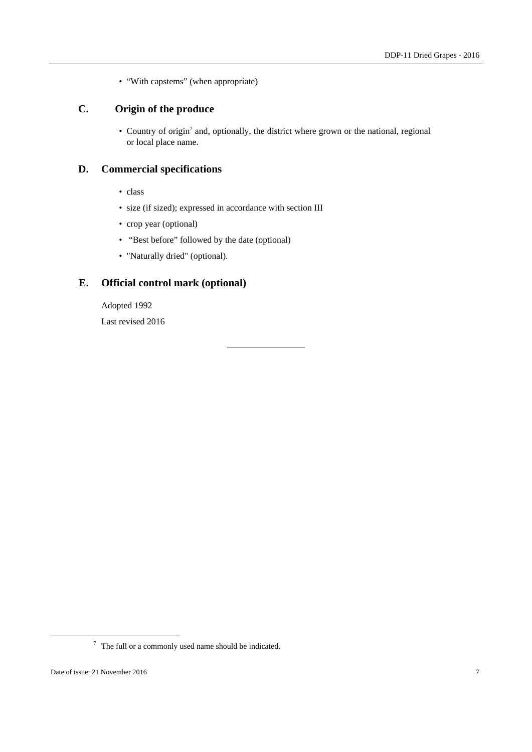- "With capstems" (when appropriate)

## C. Origin of the produce

- Country of origin[7] and, optionally, the district where grown or the national, regional or local place name.

## D. Commercial specifications

- class
- size (if sized); expressed in accordance with section III
- crop year (optional)
- "Best before" followed by the date (optional)
- "Naturally dried" (optional).

## E. Official control mark (optional)

Adopted 1992

Last revised 2016

---

[7] The full or a commonly used name should be indicated.

Date of issue: 21 November 2016